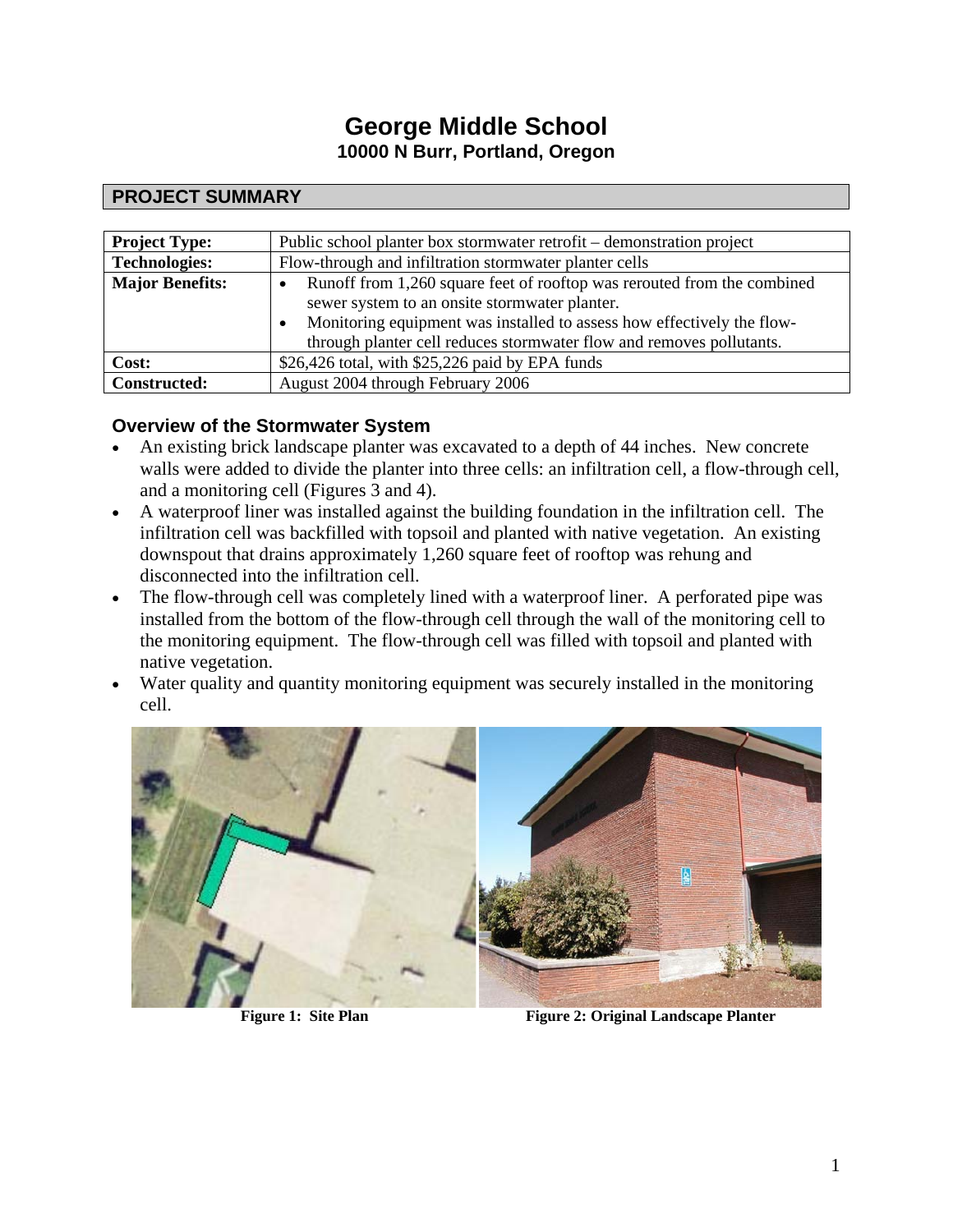# George Middle School

**10000 N Burr, Portland, Oregon**

## PROJECT SUMMARY

| | |
|---|---|
| **Project Type:** | Public school planter box stormwater retrofit – demonstration project |
| **Technologies:** | Flow-through and infiltration stormwater planter cells |
| **Major Benefits:** | • Runoff from 1,260 square feet of rooftop was rerouted from the combined sewer system to an onsite stormwater planter. • Monitoring equipment was installed to assess how effectively the flow-through planter cell reduces stormwater flow and removes pollutants. |
| **Cost:** | $26,426 total, with $25,226 paid by EPA funds |
| **Constructed:** | August 2004 through February 2006 |

### Overview of the Stormwater System

- An existing brick landscape planter was excavated to a depth of 44 inches. New concrete walls were added to divide the planter into three cells: an infiltration cell, a flow-through cell, and a monitoring cell (Figures 3 and 4).
- A waterproof liner was installed against the building foundation in the infiltration cell. The infiltration cell was backfilled with topsoil and planted with native vegetation. An existing downspout that drains approximately 1,260 square feet of rooftop was rehung and disconnected into the infiltration cell.
- The flow-through cell was completely lined with a waterproof liner. A perforated pipe was installed from the bottom of the flow-through cell through the wall of the monitoring cell to the monitoring equipment. The flow-through cell was filled with topsoil and planted with native vegetation.
- Water quality and quantity monitoring equipment was securely installed in the monitoring cell.

**Figure 1: Site Plan**

**Figure 2: Original Landscape Planter**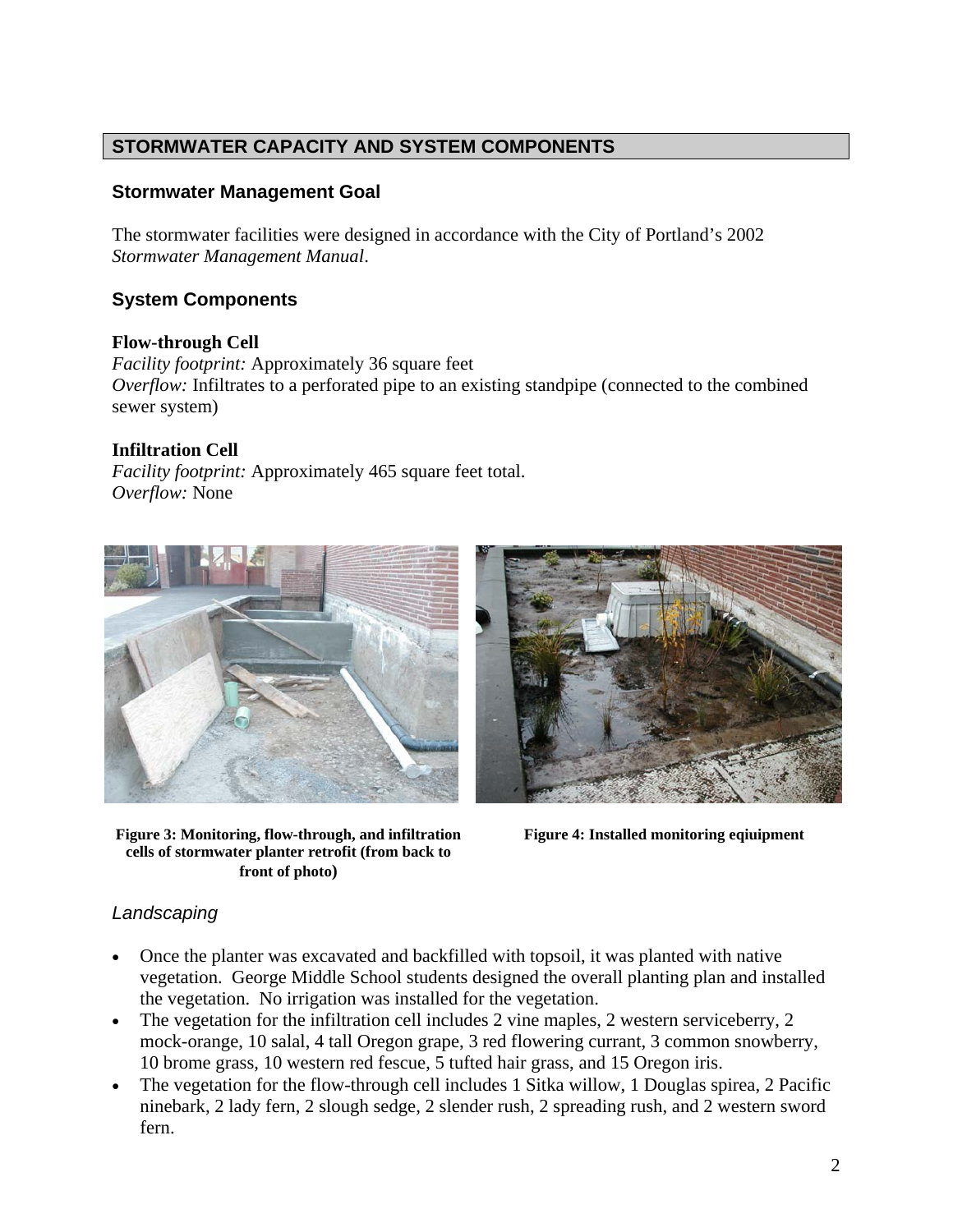## STORMWATER CAPACITY AND SYSTEM COMPONENTS

### Stormwater Management Goal

The stormwater facilities were designed in accordance with the City of Portland's 2002 *Stormwater Management Manual*.

### System Components

**Flow-through Cell**
*Facility footprint:* Approximately 36 square feet
*Overflow:* Infiltrates to a perforated pipe to an existing standpipe (connected to the combined sewer system)

**Infiltration Cell**
*Facility footprint:* Approximately 465 square feet total.
*Overflow:* None

**Figure 3: Monitoring, flow-through, and infiltration cells of stormwater planter retrofit (from back to front of photo)**

**Figure 4: Installed monitoring eqiuipment**

#### *Landscaping*

- Once the planter was excavated and backfilled with topsoil, it was planted with native vegetation. George Middle School students designed the overall planting plan and installed the vegetation. No irrigation was installed for the vegetation.
- The vegetation for the infiltration cell includes 2 vine maples, 2 western serviceberry, 2 mock-orange, 10 salal, 4 tall Oregon grape, 3 red flowering currant, 3 common snowberry, 10 brome grass, 10 western red fescue, 5 tufted hair grass, and 15 Oregon iris.
- The vegetation for the flow-through cell includes 1 Sitka willow, 1 Douglas spirea, 2 Pacific ninebark, 2 lady fern, 2 slough sedge, 2 slender rush, 2 spreading rush, and 2 western sword fern.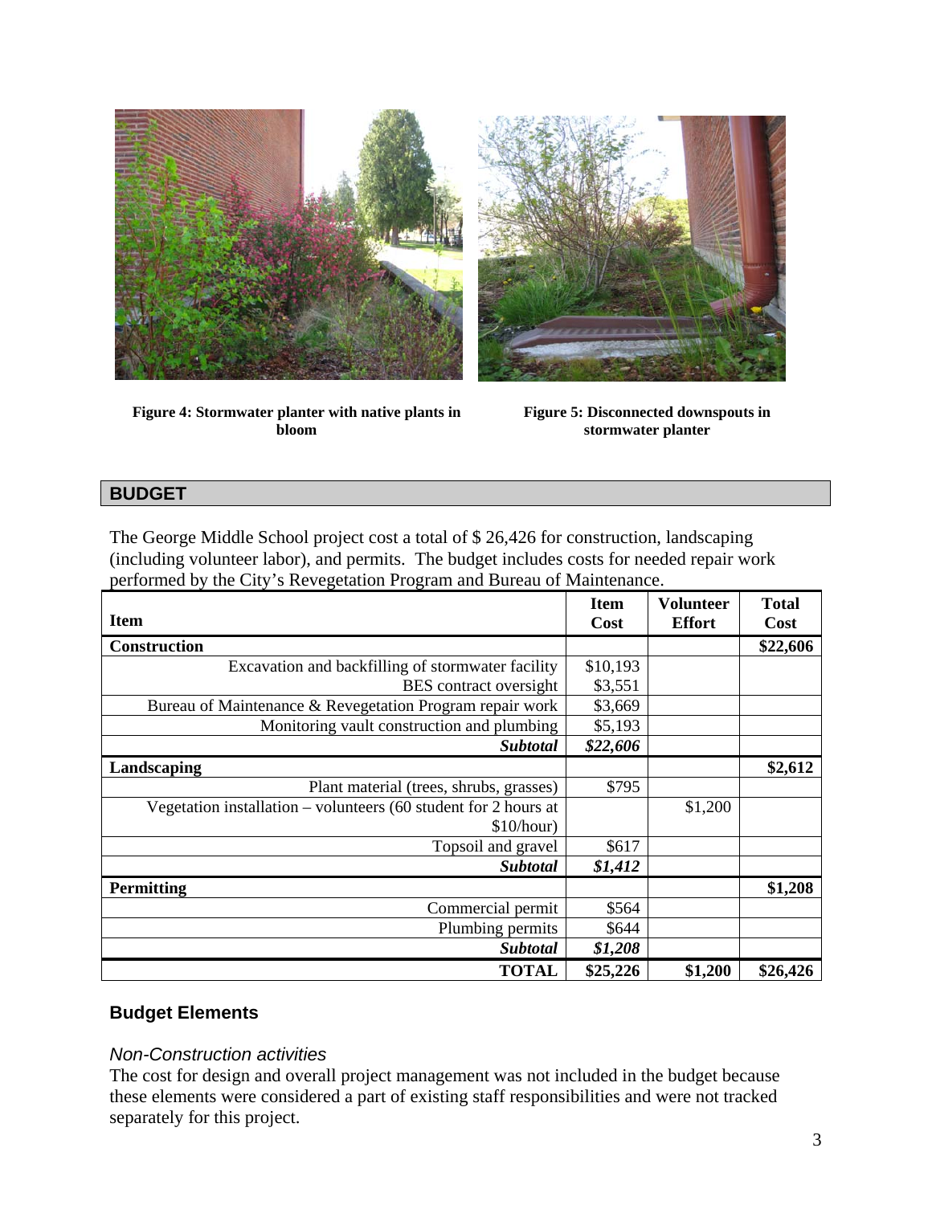**Figure 4: Stormwater planter with native plants in bloom**

**Figure 5: Disconnected downspouts in stormwater planter**

## BUDGET

The George Middle School project cost a total of $ 26,426 for construction, landscaping (including volunteer labor), and permits. The budget includes costs for needed repair work performed by the City's Revegetation Program and Bureau of Maintenance.

| Item | Item Cost | Volunteer Effort | Total Cost |
|---|---|---|---|
| **Construction** | | | **$22,606** |
| Excavation and backfilling of stormwater facility | $10,193 | | |
| BES contract oversight | $3,551 | | |
| Bureau of Maintenance & Revegetation Program repair work | $3,669 | | |
| Monitoring vault construction and plumbing | $5,193 | | |
| ***Subtotal*** | ***$22,606*** | | |
| **Landscaping** | | | **$2,612** |
| Plant material (trees, shrubs, grasses) | $795 | | |
| Vegetation installation – volunteers (60 student for 2 hours at $10/hour) | | $1,200 | |
| Topsoil and gravel | $617 | | |
| ***Subtotal*** | ***$1,412*** | | |
| **Permitting** | | | **$1,208** |
| Commercial permit | $564 | | |
| Plumbing permits | $644 | | |
| ***Subtotal*** | ***$1,208*** | | |
| **TOTAL** | **$25,226** | **$1,200** | **$26,426** |

### Budget Elements

#### *Non-Construction activities*

The cost for design and overall project management was not included in the budget because these elements were considered a part of existing staff responsibilities and were not tracked separately for this project.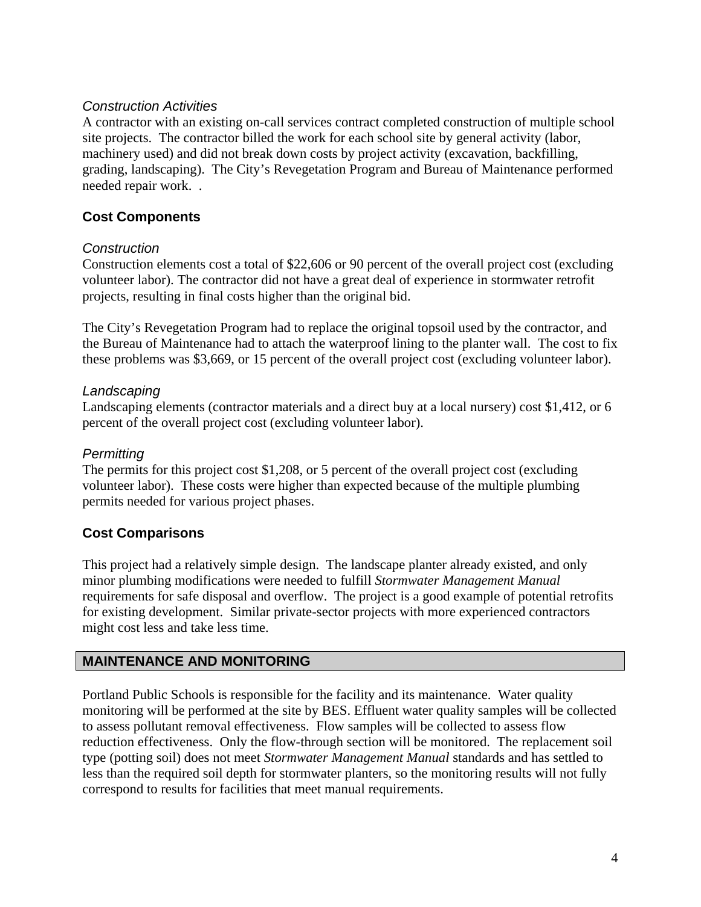*Construction Activities*

A contractor with an existing on-call services contract completed construction of multiple school site projects. The contractor billed the work for each school site by general activity (labor, machinery used) and did not break down costs by project activity (excavation, backfilling, grading, landscaping). The City's Revegetation Program and Bureau of Maintenance performed needed repair work. .

### Cost Components

*Construction*

Construction elements cost a total of $22,606 or 90 percent of the overall project cost (excluding volunteer labor). The contractor did not have a great deal of experience in stormwater retrofit projects, resulting in final costs higher than the original bid.

The City's Revegetation Program had to replace the original topsoil used by the contractor, and the Bureau of Maintenance had to attach the waterproof lining to the planter wall. The cost to fix these problems was $3,669, or 15 percent of the overall project cost (excluding volunteer labor).

*Landscaping*

Landscaping elements (contractor materials and a direct buy at a local nursery) cost $1,412, or 6 percent of the overall project cost (excluding volunteer labor).

*Permitting*

The permits for this project cost $1,208, or 5 percent of the overall project cost (excluding volunteer labor). These costs were higher than expected because of the multiple plumbing permits needed for various project phases.

### Cost Comparisons

This project had a relatively simple design. The landscape planter already existed, and only minor plumbing modifications were needed to fulfill *Stormwater Management Manual* requirements for safe disposal and overflow. The project is a good example of potential retrofits for existing development. Similar private-sector projects with more experienced contractors might cost less and take less time.

## MAINTENANCE AND MONITORING

Portland Public Schools is responsible for the facility and its maintenance. Water quality monitoring will be performed at the site by BES. Effluent water quality samples will be collected to assess pollutant removal effectiveness. Flow samples will be collected to assess flow reduction effectiveness. Only the flow-through section will be monitored. The replacement soil type (potting soil) does not meet *Stormwater Management Manual* standards and has settled to less than the required soil depth for stormwater planters, so the monitoring results will not fully correspond to results for facilities that meet manual requirements.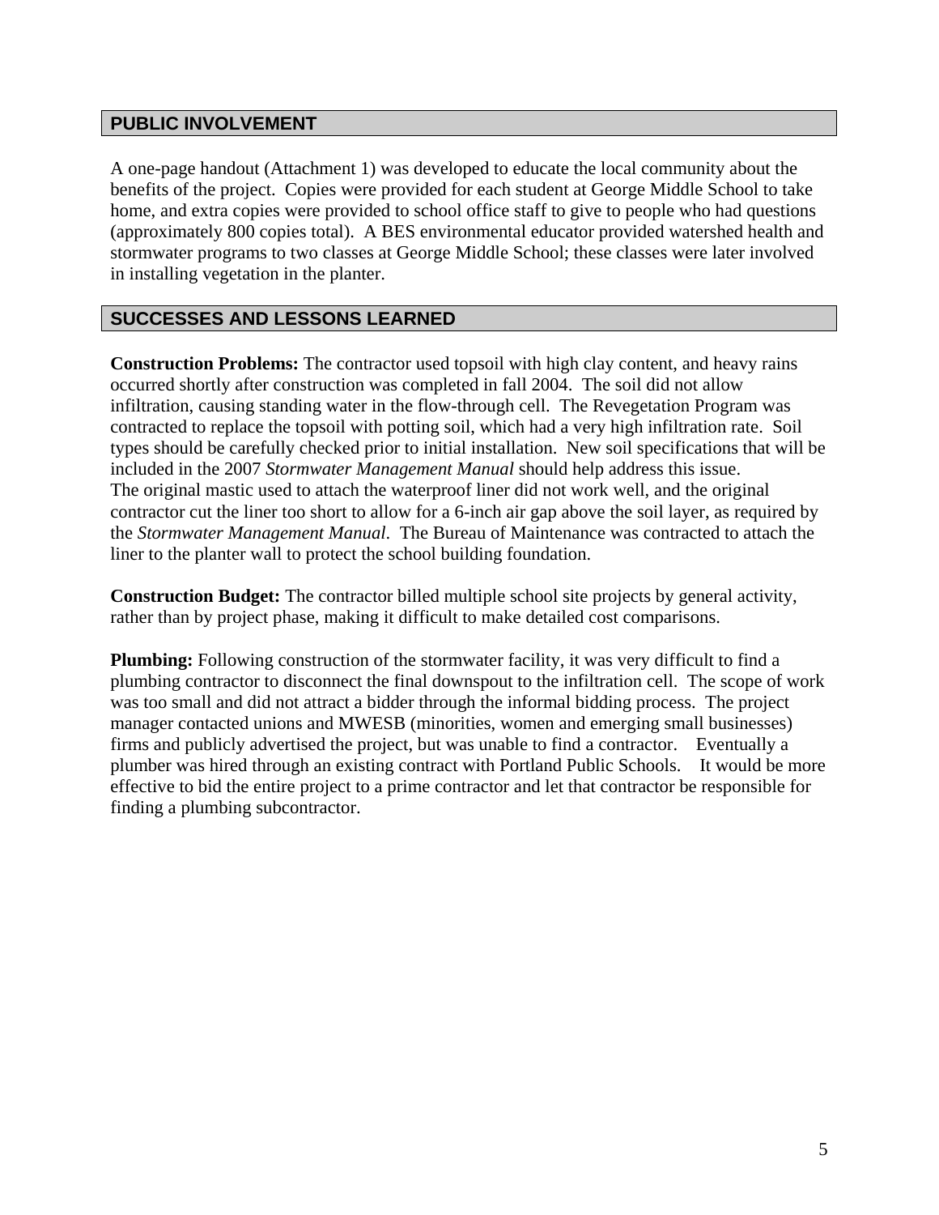## PUBLIC INVOLVEMENT

A one-page handout (Attachment 1) was developed to educate the local community about the benefits of the project. Copies were provided for each student at George Middle School to take home, and extra copies were provided to school office staff to give to people who had questions (approximately 800 copies total). A BES environmental educator provided watershed health and stormwater programs to two classes at George Middle School; these classes were later involved in installing vegetation in the planter.

## SUCCESSES AND LESSONS LEARNED

**Construction Problems:** The contractor used topsoil with high clay content, and heavy rains occurred shortly after construction was completed in fall 2004. The soil did not allow infiltration, causing standing water in the flow-through cell. The Revegetation Program was contracted to replace the topsoil with potting soil, which had a very high infiltration rate. Soil types should be carefully checked prior to initial installation. New soil specifications that will be included in the 2007 *Stormwater Management Manual* should help address this issue.
The original mastic used to attach the waterproof liner did not work well, and the original contractor cut the liner too short to allow for a 6-inch air gap above the soil layer, as required by the *Stormwater Management Manual*. The Bureau of Maintenance was contracted to attach the liner to the planter wall to protect the school building foundation.

**Construction Budget:** The contractor billed multiple school site projects by general activity, rather than by project phase, making it difficult to make detailed cost comparisons.

**Plumbing:** Following construction of the stormwater facility, it was very difficult to find a plumbing contractor to disconnect the final downspout to the infiltration cell. The scope of work was too small and did not attract a bidder through the informal bidding process. The project manager contacted unions and MWESB (minorities, women and emerging small businesses) firms and publicly advertised the project, but was unable to find a contractor. Eventually a plumber was hired through an existing contract with Portland Public Schools. It would be more effective to bid the entire project to a prime contractor and let that contractor be responsible for finding a plumbing subcontractor.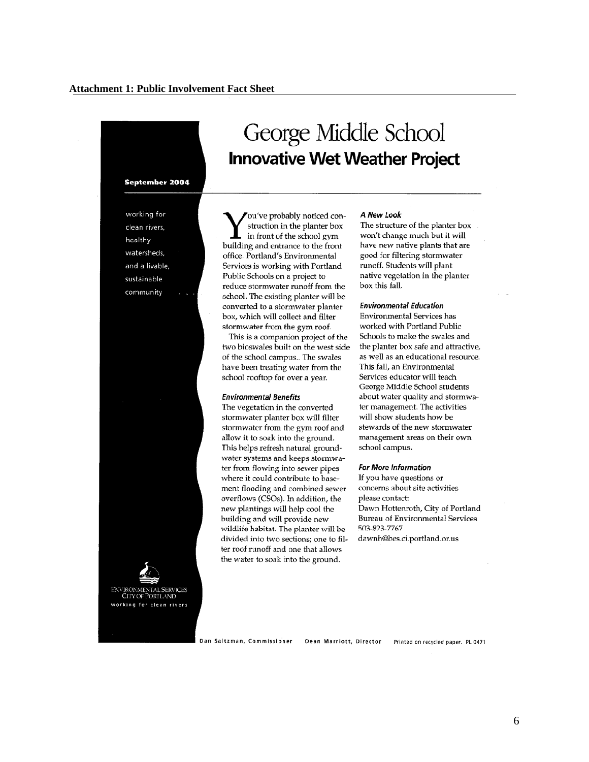**Attachment 1: Public Involvement Fact Sheet**

# George Middle School

## Innovative Wet Weather Project

**September 2004**

working for clean rivers, healthy watersheds, and a livable, sustainable community

You've probably noticed construction in the planter box in front of the school gym building and entrance to the front office. Portland's Environmental Services is working with Portland Public Schools on a project to reduce stormwater runoff from the school. The existing planter will be converted to a stormwater planter box, which will collect and filter stormwater from the gym roof.

This is a companion project of the two bioswales built on the west side of the school campus.. The swales have been treating water from the school rooftop for over a year.

***Environmental Benefits***

The vegetation in the converted stormwater planter box will filter stormwater from the gym roof and allow it to soak into the ground. This helps refresh natural groundwater systems and keeps stormwater from flowing into sewer pipes where it could contribute to basement flooding and combined sewer overflows (CSOs). In addition, the new plantings will help cool the building and will provide new wildlife habitat. The planter will be divided into two sections; one to filter roof runoff and one that allows the water to soak into the ground.

***A New Look***

The structure of the planter box won't change much but it will have new native plants that are good for filtering stormwater runoff. Students will plant native vegetation in the planter box this fall.

***Environmental Education***

Environmental Services has worked with Portland Public Schools to make the swales and the planter box safe and attractive, as well as an educational resource. This fall, an Environmental Services educator will teach George Middle School students about water quality and stormwater management. The activities will show students how be stewards of the new stormwater management areas on their own school campus.

***For More Information***

If you have questions or concerns about site activities please contact:
Dawn Hottenroth, City of Portland Bureau of Environmental Services
503-823-7767
dawnh@bes.ci.portland.or.us

ENVIRONMENTAL SERVICES
CITY OF PORTLAND
working for clean rivers

Dan Saltzman, Commissioner    Dean Marriott, Director    Printed on recycled paper. PL 0471